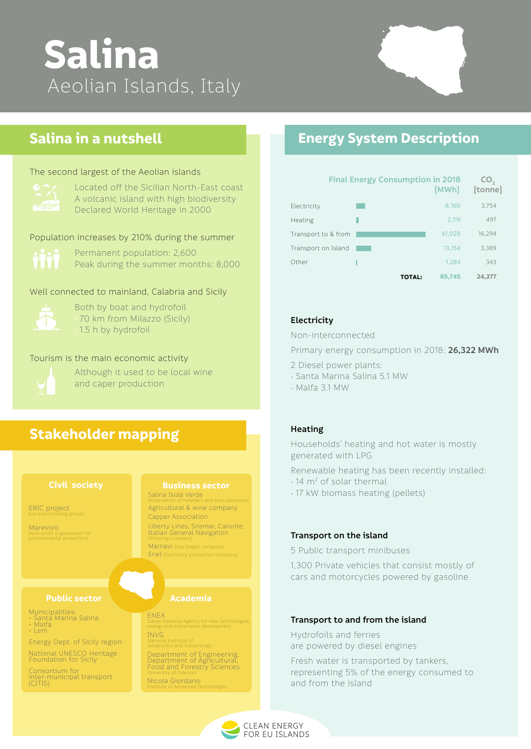# Salina

Aeolian Islands, Italy

## Salina in a nutshell

The second largest of the Aeolian islands

Located off the Sicilian North-East coast
A volcanic island with high biodiversity
Declared World Heritage in 2000

Population increases by 210% during the summer

Permanent population: 2,600
Peak during the summer months: 8,000

Well connected to mainland, Calabria and Sicily

Both by boat and hydrofoil
- 70 km from Milazzo (Sicily)
- 1.5 h by hydrofoil

Tourism is the main economic activity

Although it used to be local wine and caper production

## Stakeholder mapping

### Civil society

ERIC project (Local purchasing group)

Marevivo (Non-profit organisation for environmental protection)

### Business sector

Salina Isola Verde (Association of hoteliers and tour operators)

Agricultural & wine company

Capper Association

Liberty Lines, Siremar, Caronte, Italian General Navigation (Shipping company)

Marnavi (Sea freight company)

Enel (Electricity production company)

### Public sector

Municipalities:
- Santa Marina Salina
- Malfa
- Leni

Energy Dept. of Sicily region

National UNESCO Heritage Foundation for Sicily

Consortium for inter-municipal transport (CITIS)

### Academia

ENEA (Italian National Agency for new technologies, energy and sustainable development)

INVG (National Institute of Geophysics and Volcanology)

Department of Engineering, Department of Agricultural, Food and Forestry Sciences (University of Palermo)

Nicola Giordano (Institute of Advanced Technologies)

## Energy System Description

| | Final Energy Consumption in 2018 [MWh] | $CO_2$ [tonne] |
|---|---|---|
| Electricity | 8,160 | 3,754 |
| Heating | 2,119 | 497 |
| Transport to & from | 61,028 | 16,294 |
| Transport on Island | 13,154 | 3,389 |
| Other | 1,284 | 343 |
| **TOTAL:** | **85,745** | **24,277** |

### Electricity

Non-interconnected

Primary energy consumption in 2018: **26,322 MWh**

2 Diesel power plants:
- Santa Marina Salina 5.1 MW
- Malfa 3.1 MW

### Heating

Households' heating and hot water is mostly generated with LPG

Renewable heating has been recently installed:
- 14 $m^2$ of solar thermal
- 17 kW biomass heating (pellets)

### Transport on the island

5 Public transport minibuses

1,300 Private vehicles that consist mostly of cars and motorcycles powered by gasoline

### Transport to and from the island

Hydrofoils and ferries are powered by diesel engines

Fresh water is transported by tankers, representing 5% of the energy consumed to and from the island

CLEAN ENERGY FOR EU ISLANDS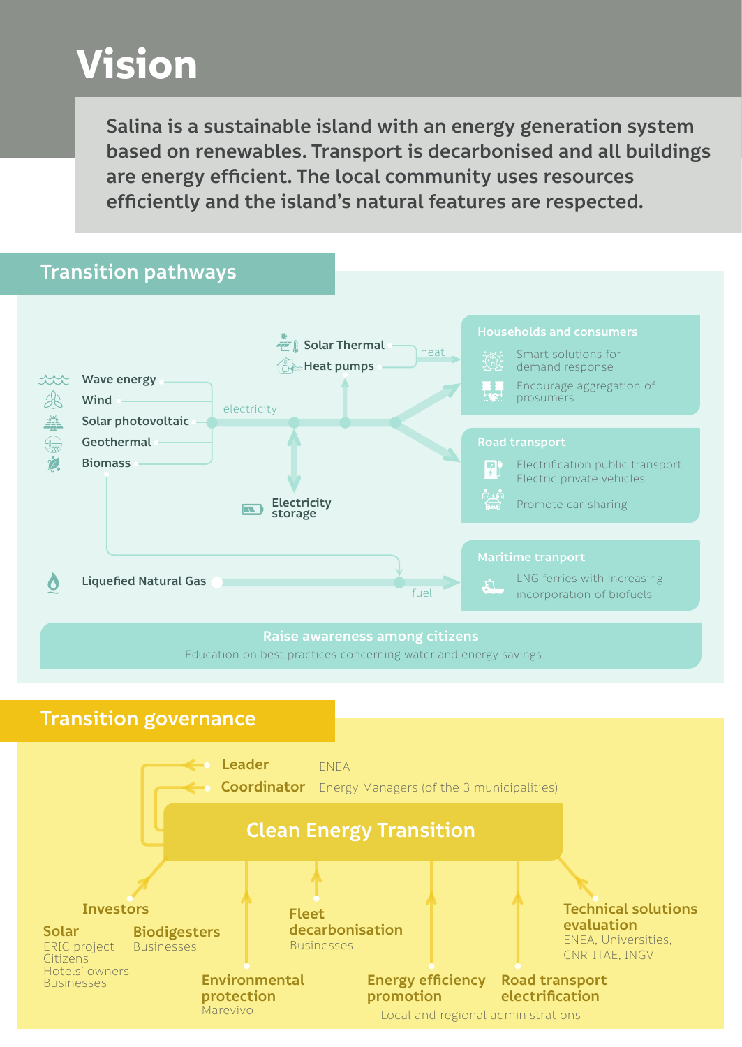# Vision

**Salina is a sustainable island with an energy generation system based on renewables. Transport is decarbonised and all buildings are energy efficient. The local community uses resources efficiently and the island's natural features are respected.**

## Transition pathways

Wave energy
Wind
Solar photovoltaic
Geothermal
Biomass

electricity

Solar Thermal
Heat pumps

heat

Electricity storage

Liquefied Natural Gas

fuel

**Households and consumers**

Smart solutions for demand response

Encourage aggregation of prosumers

**Road transport**

Electrification public transport
Electric private vehicles

Promote car-sharing

**Maritime tranport**

LNG ferries with increasing incorporation of biofuels

**Raise awareness among citizens**

Education on best practices concerning water and energy savings

## Transition governance

**Leader** ENEA

**Coordinator** Energy Managers (of the 3 municipalities)

**Clean Energy Transition**

**Investors**

**Solar**
ERIC project
Citizens
Hotels' owners
Businesses

**Biodigesters**
Businesses

**Environmental protection**
Marevivo

**Fleet decarbonisation**
Businesses

**Energy efficiency promotion**

**Road transport electrification**

Local and regional administrations

**Technical solutions evaluation**
ENEA, Universities, CNR-ITAE, INGV